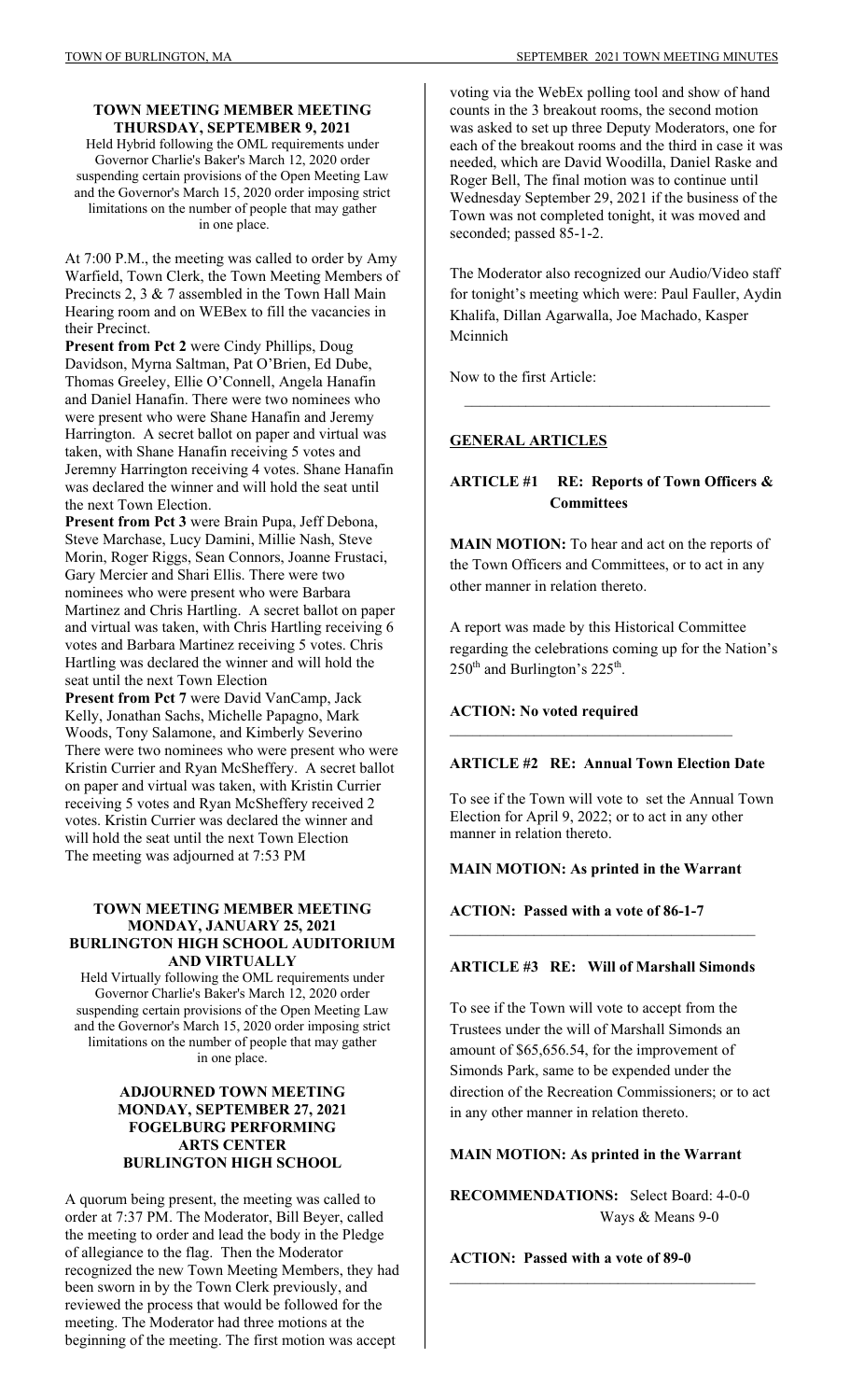### TOWN MEETING MEMBER MEETING
### THURSDAY, SEPTEMBER 9, 2021

Held Hybrid following the OML requirements under Governor Charlie's Baker's March 12, 2020 order suspending certain provisions of the Open Meeting Law and the Governor's March 15, 2020 order imposing strict limitations on the number of people that may gather in one place.

At 7:00 P.M., the meeting was called to order by Amy Warfield, Town Clerk, the Town Meeting Members of Precincts 2, 3 & 7 assembled in the Town Hall Main Hearing room and on WEBex to fill the vacancies in their Precinct.

**Present from Pct 2** were Cindy Phillips, Doug Davidson, Myrna Saltman, Pat O'Brien, Ed Dube, Thomas Greeley, Ellie O'Connell, Angela Hanafin and Daniel Hanafin. There were two nominees who were present who were Shane Hanafin and Jeremy Harrington. A secret ballot on paper and virtual was taken, with Shane Hanafin receiving 5 votes and Jeremny Harrington receiving 4 votes. Shane Hanafin was declared the winner and will hold the seat until the next Town Election.

**Present from Pct 3** were Brain Pupa, Jeff Debona, Steve Marchase, Lucy Damini, Millie Nash, Steve Morin, Roger Riggs, Sean Connors, Joanne Frustaci, Gary Mercier and Shari Ellis. There were two nominees who were present who were Barbara Martinez and Chris Hartling. A secret ballot on paper and virtual was taken, with Chris Hartling receiving 6 votes and Barbara Martinez receiving 5 votes. Chris Hartling was declared the winner and will hold the seat until the next Town Election

**Present from Pct 7** were David VanCamp, Jack Kelly, Jonathan Sachs, Michelle Papagno, Mark Woods, Tony Salamone, and Kimberly Severino There were two nominees who were present who were Kristin Currier and Ryan McSheffery. A secret ballot on paper and virtual was taken, with Kristin Currier receiving 5 votes and Ryan McSheffery received 2 votes. Kristin Currier was declared the winner and will hold the seat until the next Town Election

The meeting was adjourned at 7:53 PM

### TOWN MEETING MEMBER MEETING
### MONDAY, JANUARY 25, 2021
### BURLINGTON HIGH SCHOOL AUDITORIUM AND VIRTUALLY

Held Virtually following the OML requirements under Governor Charlie's Baker's March 12, 2020 order suspending certain provisions of the Open Meeting Law and the Governor's March 15, 2020 order imposing strict limitations on the number of people that may gather in one place.

### ADJOURNED TOWN MEETING
### MONDAY, SEPTEMBER 27, 2021
### FOGELBURG PERFORMING ARTS CENTER
### BURLINGTON HIGH SCHOOL

A quorum being present, the meeting was called to order at 7:37 PM. The Moderator, Bill Beyer, called the meeting to order and lead the body in the Pledge of allegiance to the flag. Then the Moderator recognized the new Town Meeting Members, they had been sworn in by the Town Clerk previously, and reviewed the process that would be followed for the meeting. The Moderator had three motions at the beginning of the meeting. The first motion was accept voting via the WebEx polling tool and show of hand counts in the 3 breakout rooms, the second motion was asked to set up three Deputy Moderators, one for each of the breakout rooms and the third in case it was needed, which are David Woodilla, Daniel Raske and Roger Bell, The final motion was to continue until Wednesday September 29, 2021 if the business of the Town was not completed tonight, it was moved and seconded; passed 85-1-2.

The Moderator also recognized our Audio/Video staff for tonight's meeting which were: Paul Fauller, Aydin Khalifa, Dillan Agarwalla, Joe Machado, Kasper Mcinnich

Now to the first Article:

---

## GENERAL ARTICLES

### ARTICLE #1 RE: Reports of Town Officers & Committees

**MAIN MOTION:** To hear and act on the reports of the Town Officers and Committees, or to act in any other manner in relation thereto.

A report was made by this Historical Committee regarding the celebrations coming up for the Nation's 250th and Burlington's 225th.

**ACTION: No voted required**

---

### ARTICLE #2 RE: Annual Town Election Date

To see if the Town will vote to set the Annual Town Election for April 9, 2022; or to act in any other manner in relation thereto.

**MAIN MOTION: As printed in the Warrant**

**ACTION: Passed with a vote of 86-1-7**

---

### ARTICLE #3 RE: Will of Marshall Simonds

To see if the Town will vote to accept from the Trustees under the will of Marshall Simonds an amount of $65,656.54, for the improvement of Simonds Park, same to be expended under the direction of the Recreation Commissioners; or to act in any other manner in relation thereto.

**MAIN MOTION: As printed in the Warrant**

**RECOMMENDATIONS:** Select Board: 4-0-0
Ways & Means 9-0

**ACTION: Passed with a vote of 89-0**

---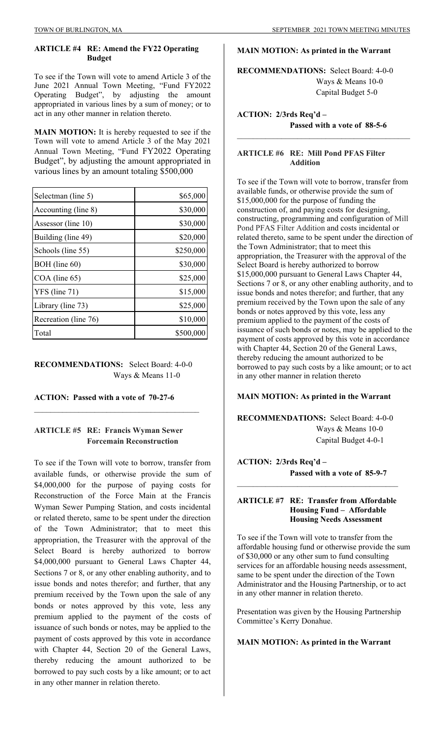### ARTICLE #4 RE: Amend the FY22 Operating Budget

To see if the Town will vote to amend Article 3 of the June 2021 Annual Town Meeting, "Fund FY2022 Operating Budget", by adjusting the amount appropriated in various lines by a sum of money; or to act in any other manner in relation thereto.

**MAIN MOTION:** It is hereby requested to see if the Town will vote to amend Article 3 of the May 2021 Annual Town Meeting, "Fund FY2022 Operating Budget", by adjusting the amount appropriated in various lines by an amount totaling $500,000

| | |
|---|---|
| Selectman (line 5) | $65,000 |
| Accounting (line 8) | $30,000 |
| Assessor (line 10) | $30,000 |
| Building (line 49) | $20,000 |
| Schools (line 55) | $250,000 |
| BOH (line 60) | $30,000 |
| COA (line 65) | $25,000 |
| YFS (line 71) | $15,000 |
| Library (line 73) | $25,000 |
| Recreation (line 76) | $10,000 |
| Total | $500,000 |

**RECOMMENDATIONS:** Select Board: 4-0-0
Ways & Means 11-0

**ACTION: Passed with a vote of 70-27-6**

---

### ARTICLE #5 RE: Francis Wyman Sewer Forcemain Reconstruction

To see if the Town will vote to borrow, transfer from available funds, or otherwise provide the sum of $4,000,000 for the purpose of paying costs for Reconstruction of the Force Main at the Francis Wyman Sewer Pumping Station, and costs incidental or related thereto, same to be spent under the direction of the Town Administrator; that to meet this appropriation, the Treasurer with the approval of the Select Board is hereby authorized to borrow $4,000,000 pursuant to General Laws Chapter 44, Sections 7 or 8, or any other enabling authority, and to issue bonds and notes therefor; and further, that any premium received by the Town upon the sale of any bonds or notes approved by this vote, less any premium applied to the payment of the costs of issuance of such bonds or notes, may be applied to the payment of costs approved by this vote in accordance with Chapter 44, Section 20 of the General Laws, thereby reducing the amount authorized to be borrowed to pay such costs by a like amount; or to act in any other manner in relation thereto.

**MAIN MOTION: As printed in the Warrant**

**RECOMMENDATIONS:** Select Board: 4-0-0
Ways & Means 10-0
Capital Budget 5-0

**ACTION: 2/3rds Req'd –
Passed with a vote of 88-5-6**

---

### ARTICLE #6 RE: Mill Pond PFAS Filter Addition

To see if the Town will vote to borrow, transfer from available funds, or otherwise provide the sum of $15,000,000 for the purpose of funding the construction of, and paying costs for designing, constructing, programming and configuration of Mill Pond PFAS Filter Addition and costs incidental or related thereto, same to be spent under the direction of the Town Administrator; that to meet this appropriation, the Treasurer with the approval of the Select Board is hereby authorized to borrow $15,000,000 pursuant to General Laws Chapter 44, Sections 7 or 8, or any other enabling authority, and to issue bonds and notes therefor; and further, that any premium received by the Town upon the sale of any bonds or notes approved by this vote, less any premium applied to the payment of the costs of issuance of such bonds or notes, may be applied to the payment of costs approved by this vote in accordance with Chapter 44, Section 20 of the General Laws, thereby reducing the amount authorized to be borrowed to pay such costs by a like amount; or to act in any other manner in relation thereto

**MAIN MOTION: As printed in the Warrant**

**RECOMMENDATIONS:** Select Board: 4-0-0
Ways & Means 10-0
Capital Budget 4-0-1

**ACTION: 2/3rds Req'd –
Passed with a vote of 85-9-7**

---

### ARTICLE #7 RE: Transfer from Affordable Housing Fund – Affordable Housing Needs Assessment

To see if the Town will vote to transfer from the affordable housing fund or otherwise provide the sum of $30,000 or any other sum to fund consulting services for an affordable housing needs assessment, same to be spent under the direction of the Town Administrator and the Housing Partnership, or to act in any other manner in relation thereto.

Presentation was given by the Housing Partnership Committee's Kerry Donahue.

**MAIN MOTION: As printed in the Warrant**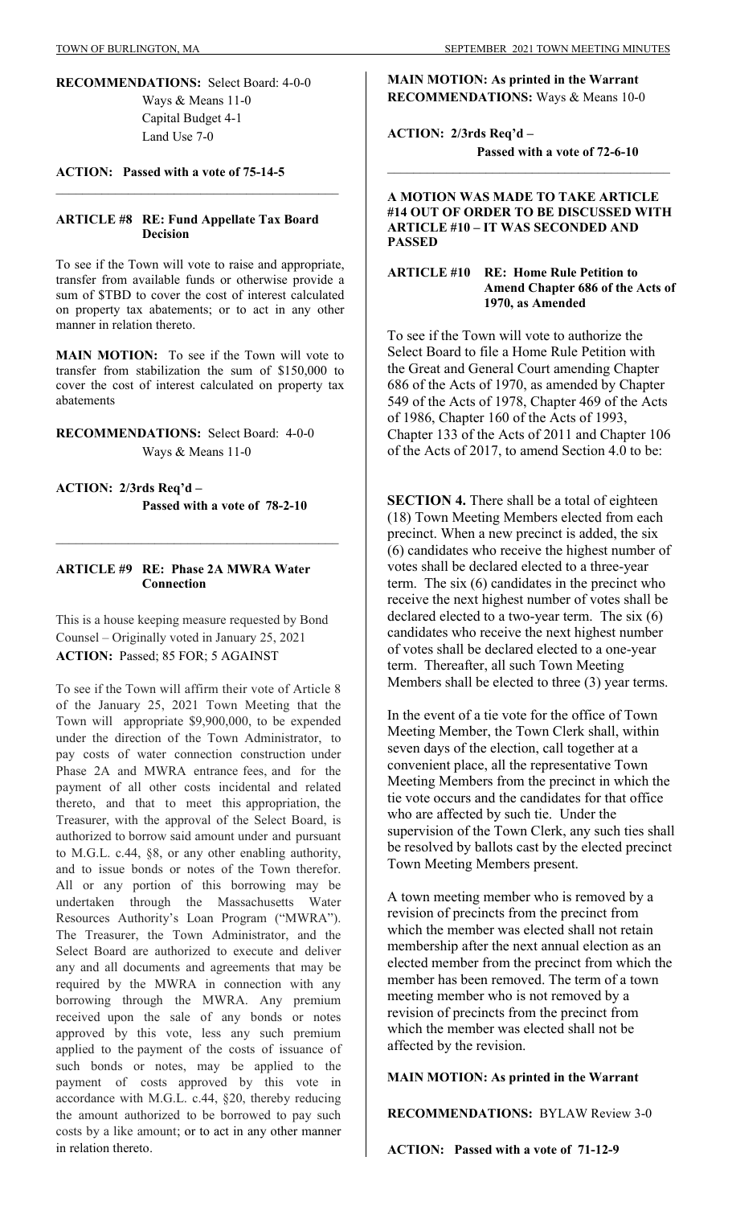**RECOMMENDATIONS:** Select Board: 4-0-0
Ways & Means 11-0
Capital Budget 4-1
Land Use 7-0

**ACTION: Passed with a vote of 75-14-5**

---

### ARTICLE #8 RE: Fund Appellate Tax Board Decision

To see if the Town will vote to raise and appropriate, transfer from available funds or otherwise provide a sum of $TBD to cover the cost of interest calculated on property tax abatements; or to act in any other manner in relation thereto.

**MAIN MOTION:** To see if the Town will vote to transfer from stabilization the sum of $150,000 to cover the cost of interest calculated on property tax abatements

**RECOMMENDATIONS:** Select Board: 4-0-0
Ways & Means 11-0

**ACTION: 2/3rds Req'd – Passed with a vote of 78-2-10**

---

### ARTICLE #9 RE: Phase 2A MWRA Water Connection

This is a house keeping measure requested by Bond Counsel – Originally voted in January 25, 2021
**ACTION:** Passed; 85 FOR; 5 AGAINST

To see if the Town will affirm their vote of Article 8 of the January 25, 2021 Town Meeting that the Town will appropriate $9,900,000, to be expended under the direction of the Town Administrator, to pay costs of water connection construction under Phase 2A and MWRA entrance fees, and for the payment of all other costs incidental and related thereto, and that to meet this appropriation, the Treasurer, with the approval of the Select Board, is authorized to borrow said amount under and pursuant to M.G.L. c.44, §8, or any other enabling authority, and to issue bonds or notes of the Town therefor. All or any portion of this borrowing may be undertaken through the Massachusetts Water Resources Authority's Loan Program ("MWRA"). The Treasurer, the Town Administrator, and the Select Board are authorized to execute and deliver any and all documents and agreements that may be required by the MWRA in connection with any borrowing through the MWRA. Any premium received upon the sale of any bonds or notes approved by this vote, less any such premium applied to the payment of the costs of issuance of such bonds or notes, may be applied to the payment of costs approved by this vote in accordance with M.G.L. c.44, §20, thereby reducing the amount authorized to be borrowed to pay such costs by a like amount; or to act in any other manner in relation thereto.

**MAIN MOTION: As printed in the Warrant**
**RECOMMENDATIONS:** Ways & Means 10-0

**ACTION: 2/3rds Req'd – Passed with a vote of 72-6-10**

---

**A MOTION WAS MADE TO TAKE ARTICLE #14 OUT OF ORDER TO BE DISCUSSED WITH ARTICLE #10 – IT WAS SECONDED AND PASSED**

### ARTICLE #10 RE: Home Rule Petition to Amend Chapter 686 of the Acts of 1970, as Amended

To see if the Town will vote to authorize the Select Board to file a Home Rule Petition with the Great and General Court amending Chapter 686 of the Acts of 1970, as amended by Chapter 549 of the Acts of 1978, Chapter 469 of the Acts of 1986, Chapter 160 of the Acts of 1993, Chapter 133 of the Acts of 2011 and Chapter 106 of the Acts of 2017, to amend Section 4.0 to be:

**SECTION 4.** There shall be a total of eighteen (18) Town Meeting Members elected from each precinct. When a new precinct is added, the six (6) candidates who receive the highest number of votes shall be declared elected to a three-year term. The six (6) candidates in the precinct who receive the next highest number of votes shall be declared elected to a two-year term. The six (6) candidates who receive the next highest number of votes shall be declared elected to a one-year term. Thereafter, all such Town Meeting Members shall be elected to three (3) year terms.

In the event of a tie vote for the office of Town Meeting Member, the Town Clerk shall, within seven days of the election, call together at a convenient place, all the representative Town Meeting Members from the precinct in which the tie vote occurs and the candidates for that office who are affected by such tie. Under the supervision of the Town Clerk, any such ties shall be resolved by ballots cast by the elected precinct Town Meeting Members present.

A town meeting member who is removed by a revision of precincts from the precinct from which the member was elected shall not retain membership after the next annual election as an elected member from the precinct from which the member has been removed. The term of a town meeting member who is not removed by a revision of precincts from the precinct from which the member was elected shall not be affected by the revision.

**MAIN MOTION: As printed in the Warrant**

**RECOMMENDATIONS:** BYLAW Review 3-0

**ACTION: Passed with a vote of 71-12-9**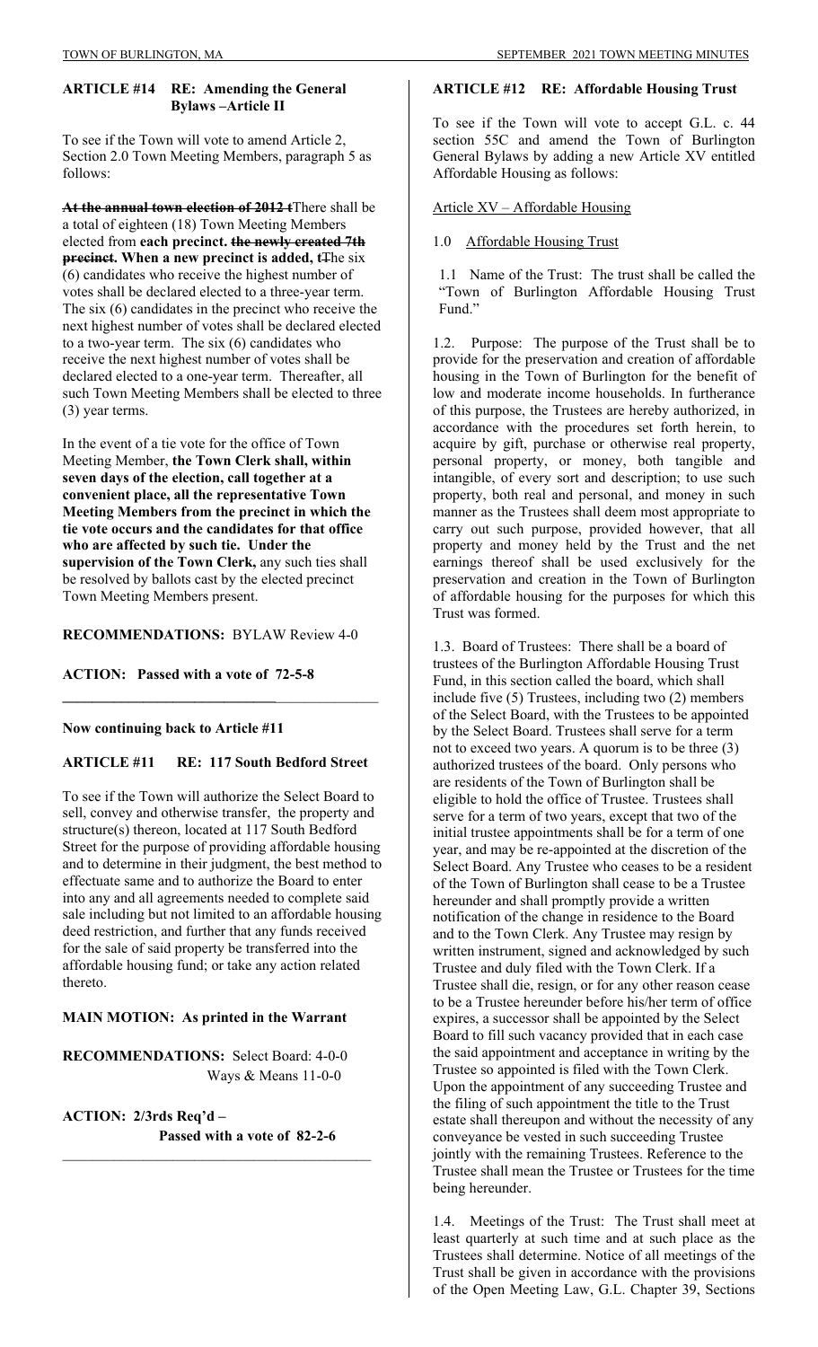**ARTICLE #14 RE: Amending the General Bylaws –Article II**

To see if the Town will vote to amend Article 2, Section 2.0 Town Meeting Members, paragraph 5 as follows:

~~**At the annual town election of 2012 t**~~There shall be a total of eighteen (18) Town Meeting Members elected from **each precinct.** ~~**the newly created 7th precinct.**~~ **When a new precinct is added, t**~~T~~he six (6) candidates who receive the highest number of votes shall be declared elected to a three-year term. The six (6) candidates in the precinct who receive the next highest number of votes shall be declared elected to a two-year term. The six (6) candidates who receive the next highest number of votes shall be declared elected to a one-year term. Thereafter, all such Town Meeting Members shall be elected to three (3) year terms.

In the event of a tie vote for the office of Town Meeting Member, **the Town Clerk shall, within seven days of the election, call together at a convenient place, all the representative Town Meeting Members from the precinct in which the tie vote occurs and the candidates for that office who are affected by such tie. Under the supervision of the Town Clerk,** any such ties shall be resolved by ballots cast by the elected precinct Town Meeting Members present.

**RECOMMENDATIONS:** BYLAW Review 4-0

**ACTION: Passed with a vote of 72-5-8**

---

**Now continuing back to Article #11**

**ARTICLE #11 RE: 117 South Bedford Street**

To see if the Town will authorize the Select Board to sell, convey and otherwise transfer, the property and structure(s) thereon, located at 117 South Bedford Street for the purpose of providing affordable housing and to determine in their judgment, the best method to effectuate same and to authorize the Board to enter into any and all agreements needed to complete said sale including but not limited to an affordable housing deed restriction, and further that any funds received for the sale of said property be transferred into the affordable housing fund; or take any action related thereto.

**MAIN MOTION: As printed in the Warrant**

**RECOMMENDATIONS:** Select Board: 4-0-0
Ways & Means 11-0-0

**ACTION: 2/3rds Req'd –
Passed with a vote of 82-2-6**

---

**ARTICLE #12 RE: Affordable Housing Trust**

To see if the Town will vote to accept G.L. c. 44 section 55C and amend the Town of Burlington General Bylaws by adding a new Article XV entitled Affordable Housing as follows:

Article XV – Affordable Housing

1.0 Affordable Housing Trust

1.1 Name of the Trust: The trust shall be called the "Town of Burlington Affordable Housing Trust Fund."

1.2. Purpose: The purpose of the Trust shall be to provide for the preservation and creation of affordable housing in the Town of Burlington for the benefit of low and moderate income households. In furtherance of this purpose, the Trustees are hereby authorized, in accordance with the procedures set forth herein, to acquire by gift, purchase or otherwise real property, personal property, or money, both tangible and intangible, of every sort and description; to use such property, both real and personal, and money in such manner as the Trustees shall deem most appropriate to carry out such purpose, provided however, that all property and money held by the Trust and the net earnings thereof shall be used exclusively for the preservation and creation in the Town of Burlington of affordable housing for the purposes for which this Trust was formed.

1.3. Board of Trustees: There shall be a board of trustees of the Burlington Affordable Housing Trust Fund, in this section called the board, which shall include five (5) Trustees, including two (2) members of the Select Board, with the Trustees to be appointed by the Select Board. Trustees shall serve for a term not to exceed two years. A quorum is to be three (3) authorized trustees of the board. Only persons who are residents of the Town of Burlington shall be eligible to hold the office of Trustee. Trustees shall serve for a term of two years, except that two of the initial trustee appointments shall be for a term of one year, and may be re-appointed at the discretion of the Select Board. Any Trustee who ceases to be a resident of the Town of Burlington shall cease to be a Trustee hereunder and shall promptly provide a written notification of the change in residence to the Board and to the Town Clerk. Any Trustee may resign by written instrument, signed and acknowledged by such Trustee and duly filed with the Town Clerk. If a Trustee shall die, resign, or for any other reason cease to be a Trustee hereunder before his/her term of office expires, a successor shall be appointed by the Select Board to fill such vacancy provided that in each case the said appointment and acceptance in writing by the Trustee so appointed is filed with the Town Clerk. Upon the appointment of any succeeding Trustee and the filing of such appointment the title to the Trust estate shall thereupon and without the necessity of any conveyance be vested in such succeeding Trustee jointly with the remaining Trustees. Reference to the Trustee shall mean the Trustee or Trustees for the time being hereunder.

1.4. Meetings of the Trust: The Trust shall meet at least quarterly at such time and at such place as the Trustees shall determine. Notice of all meetings of the Trust shall be given in accordance with the provisions of the Open Meeting Law, G.L. Chapter 39, Sections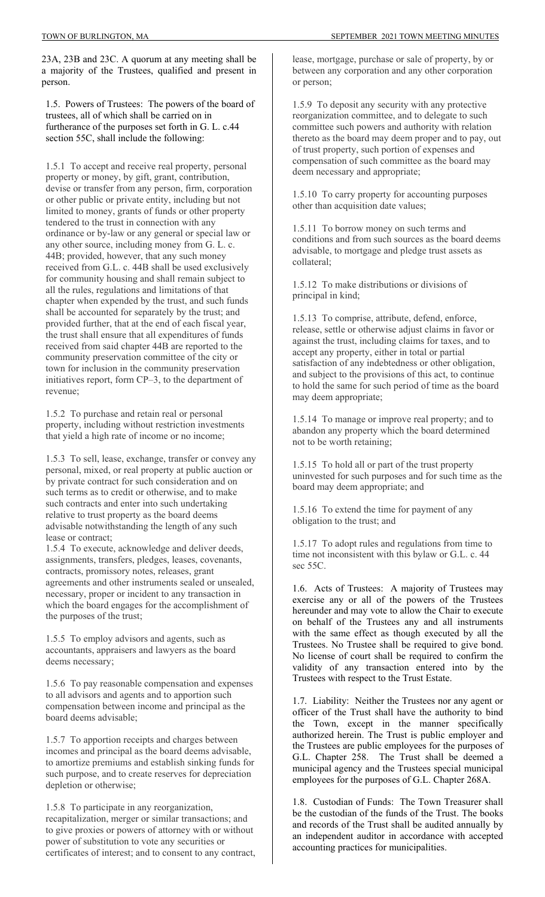23A, 23B and 23C. A quorum at any meeting shall be a majority of the Trustees, qualified and present in person.

1.5. Powers of Trustees: The powers of the board of trustees, all of which shall be carried on in furtherance of the purposes set forth in G. L. c.44 section 55C, shall include the following:

1.5.1 To accept and receive real property, personal property or money, by gift, grant, contribution, devise or transfer from any person, firm, corporation or other public or private entity, including but not limited to money, grants of funds or other property tendered to the trust in connection with any ordinance or by-law or any general or special law or any other source, including money from G. L. c. 44B; provided, however, that any such money received from G.L. c. 44B shall be used exclusively for community housing and shall remain subject to all the rules, regulations and limitations of that chapter when expended by the trust, and such funds shall be accounted for separately by the trust; and provided further, that at the end of each fiscal year, the trust shall ensure that all expenditures of funds received from said chapter 44B are reported to the community preservation committee of the city or town for inclusion in the community preservation initiatives report, form CP–3, to the department of revenue;

1.5.2 To purchase and retain real or personal property, including without restriction investments that yield a high rate of income or no income;

1.5.3 To sell, lease, exchange, transfer or convey any personal, mixed, or real property at public auction or by private contract for such consideration and on such terms as to credit or otherwise, and to make such contracts and enter into such undertaking relative to trust property as the board deems advisable notwithstanding the length of any such lease or contract;

1.5.4 To execute, acknowledge and deliver deeds, assignments, transfers, pledges, leases, covenants, contracts, promissory notes, releases, grant agreements and other instruments sealed or unsealed, necessary, proper or incident to any transaction in which the board engages for the accomplishment of the purposes of the trust;

1.5.5 To employ advisors and agents, such as accountants, appraisers and lawyers as the board deems necessary;

1.5.6 To pay reasonable compensation and expenses to all advisors and agents and to apportion such compensation between income and principal as the board deems advisable;

1.5.7 To apportion receipts and charges between incomes and principal as the board deems advisable, to amortize premiums and establish sinking funds for such purpose, and to create reserves for depreciation depletion or otherwise;

1.5.8 To participate in any reorganization, recapitalization, merger or similar transactions; and to give proxies or powers of attorney with or without power of substitution to vote any securities or certificates of interest; and to consent to any contract, lease, mortgage, purchase or sale of property, by or between any corporation and any other corporation or person;

1.5.9 To deposit any security with any protective reorganization committee, and to delegate to such committee such powers and authority with relation thereto as the board may deem proper and to pay, out of trust property, such portion of expenses and compensation of such committee as the board may deem necessary and appropriate;

1.5.10 To carry property for accounting purposes other than acquisition date values;

1.5.11 To borrow money on such terms and conditions and from such sources as the board deems advisable, to mortgage and pledge trust assets as collateral;

1.5.12 To make distributions or divisions of principal in kind;

1.5.13 To comprise, attribute, defend, enforce, release, settle or otherwise adjust claims in favor or against the trust, including claims for taxes, and to accept any property, either in total or partial satisfaction of any indebtedness or other obligation, and subject to the provisions of this act, to continue to hold the same for such period of time as the board may deem appropriate;

1.5.14 To manage or improve real property; and to abandon any property which the board determined not to be worth retaining;

1.5.15 To hold all or part of the trust property uninvested for such purposes and for such time as the board may deem appropriate; and

1.5.16 To extend the time for payment of any obligation to the trust; and

1.5.17 To adopt rules and regulations from time to time not inconsistent with this bylaw or G.L. c. 44 sec 55C.

1.6. Acts of Trustees: A majority of Trustees may exercise any or all of the powers of the Trustees hereunder and may vote to allow the Chair to execute on behalf of the Trustees any and all instruments with the same effect as though executed by all the Trustees. No Trustee shall be required to give bond. No license of court shall be required to confirm the validity of any transaction entered into by the Trustees with respect to the Trust Estate.

1.7. Liability: Neither the Trustees nor any agent or officer of the Trust shall have the authority to bind the Town, except in the manner specifically authorized herein. The Trust is public employer and the Trustees are public employees for the purposes of G.L. Chapter 258. The Trust shall be deemed a municipal agency and the Trustees special municipal employees for the purposes of G.L. Chapter 268A.

1.8. Custodian of Funds: The Town Treasurer shall be the custodian of the funds of the Trust. The books and records of the Trust shall be audited annually by an independent auditor in accordance with accepted accounting practices for municipalities.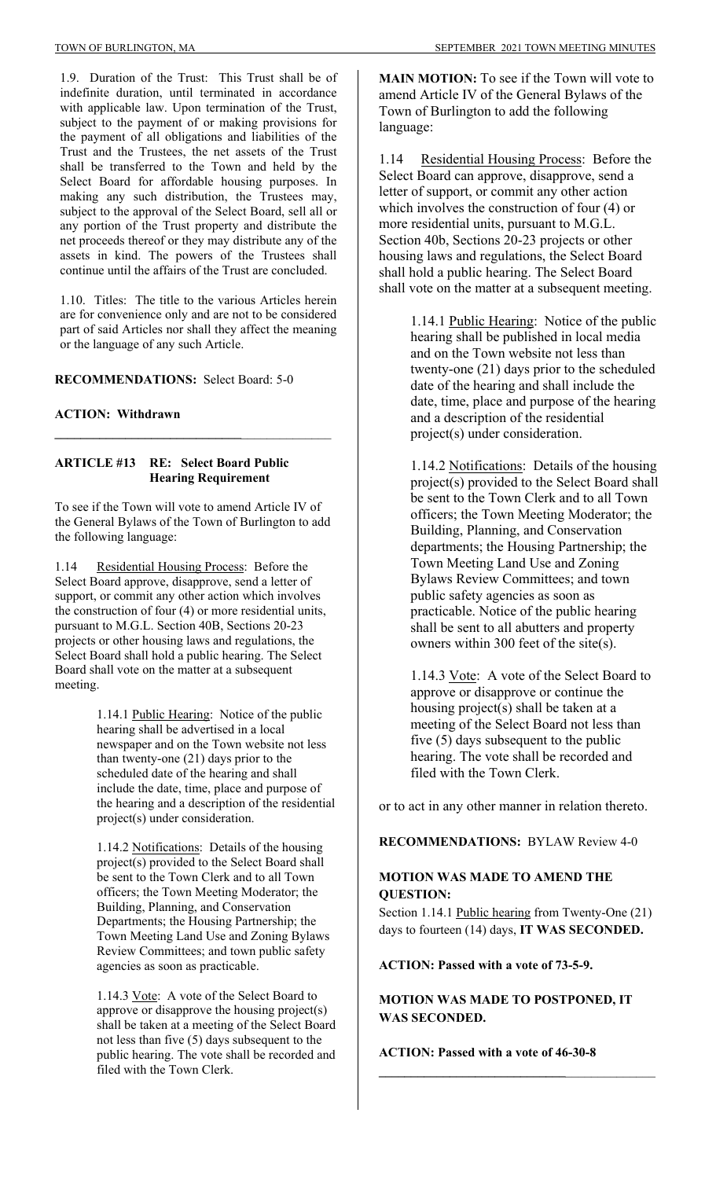1.9. Duration of the Trust: This Trust shall be of indefinite duration, until terminated in accordance with applicable law. Upon termination of the Trust, subject to the payment of or making provisions for the payment of all obligations and liabilities of the Trust and the Trustees, the net assets of the Trust shall be transferred to the Town and held by the Select Board for affordable housing purposes. In making any such distribution, the Trustees may, subject to the approval of the Select Board, sell all or any portion of the Trust property and distribute the net proceeds thereof or they may distribute any of the assets in kind. The powers of the Trustees shall continue until the affairs of the Trust are concluded.

1.10. Titles: The title to the various Articles herein are for convenience only and are not to be considered part of said Articles nor shall they affect the meaning or the language of any such Article.

**RECOMMENDATIONS:** Select Board: 5-0

**ACTION: Withdrawn**

---

## ARTICLE #13 RE: Select Board Public Hearing Requirement

To see if the Town will vote to amend Article IV of the General Bylaws of the Town of Burlington to add the following language:

1.14 Residential Housing Process: Before the Select Board approve, disapprove, send a letter of support, or commit any other action which involves the construction of four (4) or more residential units, pursuant to M.G.L. Section 40B, Sections 20-23 projects or other housing laws and regulations, the Select Board shall hold a public hearing. The Select Board shall vote on the matter at a subsequent meeting.

> 1.14.1 Public Hearing: Notice of the public hearing shall be advertised in a local newspaper and on the Town website not less than twenty-one (21) days prior to the scheduled date of the hearing and shall include the date, time, place and purpose of the hearing and a description of the residential project(s) under consideration.
>
> 1.14.2 Notifications: Details of the housing project(s) provided to the Select Board shall be sent to the Town Clerk and to all Town officers; the Town Meeting Moderator; the Building, Planning, and Conservation Departments; the Housing Partnership; the Town Meeting Land Use and Zoning Bylaws Review Committees; and town public safety agencies as soon as practicable.
>
> 1.14.3 Vote: A vote of the Select Board to approve or disapprove the housing project(s) shall be taken at a meeting of the Select Board not less than five (5) days subsequent to the public hearing. The vote shall be recorded and filed with the Town Clerk.

**MAIN MOTION:** To see if the Town will vote to amend Article IV of the General Bylaws of the Town of Burlington to add the following language:

1.14 Residential Housing Process: Before the Select Board can approve, disapprove, send a letter of support, or commit any other action which involves the construction of four (4) or more residential units, pursuant to M.G.L. Section 40b, Sections 20-23 projects or other housing laws and regulations, the Select Board shall hold a public hearing. The Select Board shall vote on the matter at a subsequent meeting.

> 1.14.1 Public Hearing: Notice of the public hearing shall be published in local media and on the Town website not less than twenty-one (21) days prior to the scheduled date of the hearing and shall include the date, time, place and purpose of the hearing and a description of the residential project(s) under consideration.
>
> 1.14.2 Notifications: Details of the housing project(s) provided to the Select Board shall be sent to the Town Clerk and to all Town officers; the Town Meeting Moderator; the Building, Planning, and Conservation departments; the Housing Partnership; the Town Meeting Land Use and Zoning Bylaws Review Committees; and town public safety agencies as soon as practicable. Notice of the public hearing shall be sent to all abutters and property owners within 300 feet of the site(s).
>
> 1.14.3 Vote: A vote of the Select Board to approve or disapprove or continue the housing project(s) shall be taken at a meeting of the Select Board not less than five (5) days subsequent to the public hearing. The vote shall be recorded and filed with the Town Clerk.

or to act in any other manner in relation thereto.

**RECOMMENDATIONS:** BYLAW Review 4-0

**MOTION WAS MADE TO AMEND THE QUESTION:**
Section 1.14.1 Public hearing from Twenty-One (21) days to fourteen (14) days, **IT WAS SECONDED.**

**ACTION: Passed with a vote of 73-5-9.**

**MOTION WAS MADE TO POSTPONED, IT WAS SECONDED.**

**ACTION: Passed with a vote of 46-30-8**

---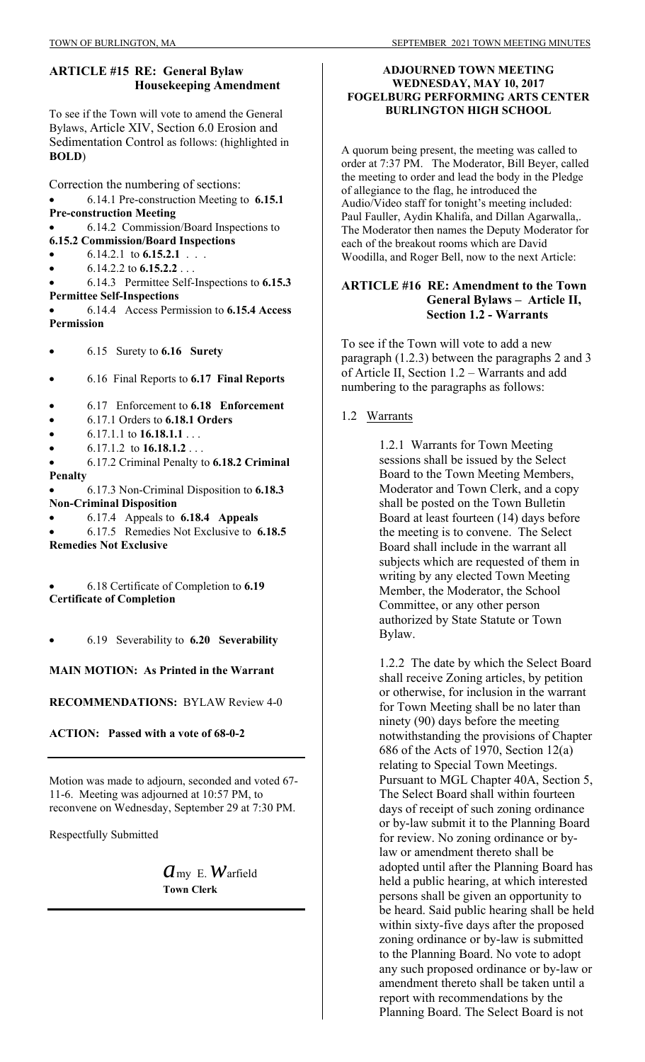## ARTICLE #15 RE: General Bylaw Housekeeping Amendment

To see if the Town will vote to amend the General Bylaws, Article XIV, Section 6.0 Erosion and Sedimentation Control as follows: (highlighted in **BOLD**)

Correction the numbering of sections:

- 6.14.1 Pre-construction Meeting to **6.15.1 Pre-construction Meeting**
- 6.14.2 Commission/Board Inspections to **6.15.2 Commission/Board Inspections**
- 6.14.2.1 to **6.15.2.1** . . .
- 6.14.2.2 to **6.15.2.2** . . .
- 6.14.3 Permittee Self-Inspections to **6.15.3 Permittee Self-Inspections**
- 6.14.4 Access Permission to **6.15.4 Access Permission**
- 6.15 Surety to **6.16 Surety**
- 6.16 Final Reports to **6.17 Final Reports**
- 6.17 Enforcement to **6.18 Enforcement**
- 6.17.1 Orders to **6.18.1 Orders**
- 6.17.1.1 to **16.18.1.1** . . .
- 6.17.1.2 to **16.18.1.2** . . .
- 6.17.2 Criminal Penalty to **6.18.2 Criminal Penalty**
- 6.17.3 Non-Criminal Disposition to **6.18.3 Non-Criminal Disposition**
- 6.17.4 Appeals to **6.18.4 Appeals**
- 6.17.5 Remedies Not Exclusive to **6.18.5 Remedies Not Exclusive**
- 6.18 Certificate of Completion to **6.19 Certificate of Completion**
- 6.19 Severability to **6.20 Severability**

**MAIN MOTION: As Printed in the Warrant**

**RECOMMENDATIONS:** BYLAW Review 4-0

**ACTION: Passed with a vote of 68-0-2**

---

Motion was made to adjourn, seconded and voted 67-11-6. Meeting was adjourned at 10:57 PM, to reconvene on Wednesday, September 29 at 7:30 PM.

Respectfully Submitted

*Amy E. Warfield*
**Town Clerk**

---

**ADJOURNED TOWN MEETING**
**WEDNESDAY, MAY 10, 2017**
**FOGELBURG PERFORMING ARTS CENTER**
**BURLINGTON HIGH SCHOOL**

A quorum being present, the meeting was called to order at 7:37 PM. The Moderator, Bill Beyer, called the meeting to order and lead the body in the Pledge of allegiance to the flag, he introduced the Audio/Video staff for tonight's meeting included: Paul Fauller, Aydin Khalifa, and Dillan Agarwalla,. The Moderator then names the Deputy Moderator for each of the breakout rooms which are David Woodilla, and Roger Bell, now to the next Article:

## ARTICLE #16 RE: Amendment to the Town General Bylaws – Article II, Section 1.2 - Warrants

To see if the Town will vote to add a new paragraph (1.2.3) between the paragraphs 2 and 3 of Article II, Section 1.2 – Warrants and add numbering to the paragraphs as follows:

1.2 <u>Warrants</u>

1.2.1 Warrants for Town Meeting sessions shall be issued by the Select Board to the Town Meeting Members, Moderator and Town Clerk, and a copy shall be posted on the Town Bulletin Board at least fourteen (14) days before the meeting is to convene. The Select Board shall include in the warrant all subjects which are requested of them in writing by any elected Town Meeting Member, the Moderator, the School Committee, or any other person authorized by State Statute or Town Bylaw.

1.2.2 The date by which the Select Board shall receive Zoning articles, by petition or otherwise, for inclusion in the warrant for Town Meeting shall be no later than ninety (90) days before the meeting notwithstanding the provisions of Chapter 686 of the Acts of 1970, Section 12(a) relating to Special Town Meetings. Pursuant to MGL Chapter 40A, Section 5, The Select Board shall within fourteen days of receipt of such zoning ordinance or by-law submit it to the Planning Board for review. No zoning ordinance or by-law or amendment thereto shall be adopted until after the Planning Board has held a public hearing, at which interested persons shall be given an opportunity to be heard. Said public hearing shall be held within sixty-five days after the proposed zoning ordinance or by-law is submitted to the Planning Board. No vote to adopt any such proposed ordinance or by-law or amendment thereto shall be taken until a report with recommendations by the Planning Board. The Select Board is not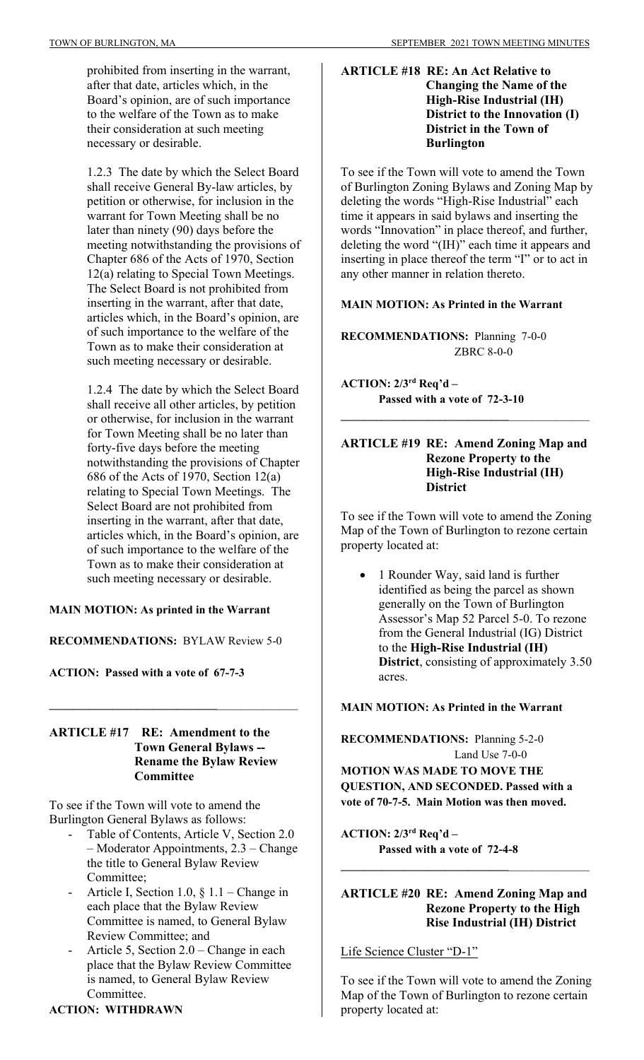prohibited from inserting in the warrant, after that date, articles which, in the Board's opinion, are of such importance to the welfare of the Town as to make their consideration at such meeting necessary or desirable.

1.2.3 The date by which the Select Board shall receive General By-law articles, by petition or otherwise, for inclusion in the warrant for Town Meeting shall be no later than ninety (90) days before the meeting notwithstanding the provisions of Chapter 686 of the Acts of 1970, Section 12(a) relating to Special Town Meetings. The Select Board is not prohibited from inserting in the warrant, after that date, articles which, in the Board's opinion, are of such importance to the welfare of the Town as to make their consideration at such meeting necessary or desirable.

1.2.4 The date by which the Select Board shall receive all other articles, by petition or otherwise, for inclusion in the warrant for Town Meeting shall be no later than forty-five days before the meeting notwithstanding the provisions of Chapter 686 of the Acts of 1970, Section 12(a) relating to Special Town Meetings. The Select Board are not prohibited from inserting in the warrant, after that date, articles which, in the Board's opinion, are of such importance to the welfare of the Town as to make their consideration at such meeting necessary or desirable.

**MAIN MOTION: As printed in the Warrant**

**RECOMMENDATIONS:** BYLAW Review 5-0

**ACTION: Passed with a vote of 67-7-3**

---

**ARTICLE #17 RE: Amendment to the Town General Bylaws -- Rename the Bylaw Review Committee**

To see if the Town will vote to amend the Burlington General Bylaws as follows:

- Table of Contents, Article V, Section 2.0 – Moderator Appointments, 2.3 – Change the title to General Bylaw Review Committee;
- Article I, Section 1.0, § 1.1 – Change in each place that the Bylaw Review Committee is named, to General Bylaw Review Committee; and
- Article 5, Section 2.0 – Change in each place that the Bylaw Review Committee is named, to General Bylaw Review Committee.

**ACTION: WITHDRAWN**

**ARTICLE #18 RE: An Act Relative to Changing the Name of the High-Rise Industrial (IH) District to the Innovation (I) District in the Town of Burlington**

To see if the Town will vote to amend the Town of Burlington Zoning Bylaws and Zoning Map by deleting the words "High-Rise Industrial" each time it appears in said bylaws and inserting the words "Innovation" in place thereof, and further, deleting the word "(IH)" each time it appears and inserting in place thereof the term "I" or to act in any other manner in relation thereto.

**MAIN MOTION: As Printed in the Warrant**

**RECOMMENDATIONS:** Planning 7-0-0
ZBRC 8-0-0

**ACTION: 2/3rd Req'd –
Passed with a vote of 72-3-10**

---

**ARTICLE #19 RE: Amend Zoning Map and Rezone Property to the High-Rise Industrial (IH) District**

To see if the Town will vote to amend the Zoning Map of the Town of Burlington to rezone certain property located at:

- 1 Rounder Way, said land is further identified as being the parcel as shown generally on the Town of Burlington Assessor's Map 52 Parcel 5-0. To rezone from the General Industrial (IG) District to the **High-Rise Industrial (IH) District**, consisting of approximately 3.50 acres.

**MAIN MOTION: As Printed in the Warrant**

**RECOMMENDATIONS:** Planning 5-2-0
Land Use 7-0-0

**MOTION WAS MADE TO MOVE THE QUESTION, AND SECONDED. Passed with a vote of 70-7-5. Main Motion was then moved.**

**ACTION: 2/3rd Req'd –
Passed with a vote of 72-4-8**

---

**ARTICLE #20 RE: Amend Zoning Map and Rezone Property to the High Rise Industrial (IH) District**

Life Science Cluster "D-1"

To see if the Town will vote to amend the Zoning Map of the Town of Burlington to rezone certain property located at: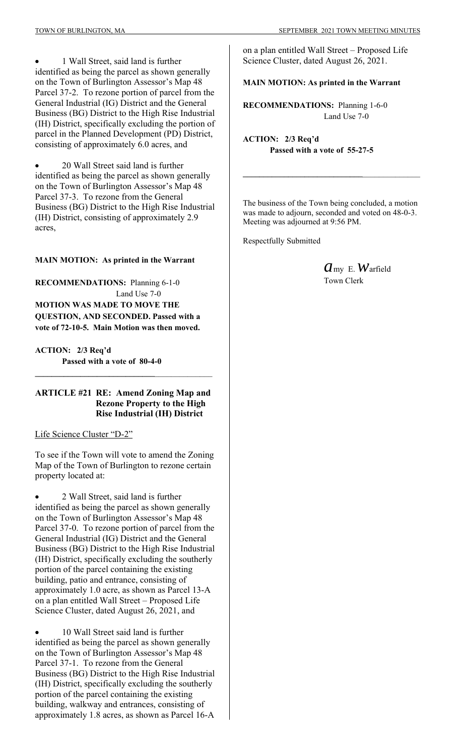- 1 Wall Street, said land is further identified as being the parcel as shown generally on the Town of Burlington Assessor's Map 48 Parcel 37-2. To rezone portion of parcel from the General Industrial (IG) District and the General Business (BG) District to the High Rise Industrial (IH) District, specifically excluding the portion of parcel in the Planned Development (PD) District, consisting of approximately 6.0 acres, and

- 20 Wall Street said land is further identified as being the parcel as shown generally on the Town of Burlington Assessor's Map 48 Parcel 37-3. To rezone from the General Business (BG) District to the High Rise Industrial (IH) District, consisting of approximately 2.9 acres,

**MAIN MOTION: As printed in the Warrant**

**RECOMMENDATIONS:** Planning 6-1-0
Land Use 7-0

**MOTION WAS MADE TO MOVE THE QUESTION, AND SECONDED. Passed with a vote of 72-10-5. Main Motion was then moved.**

**ACTION: 2/3 Req'd**
**Passed with a vote of 80-4-0**

---

## ARTICLE #21 RE: Amend Zoning Map and Rezone Property to the High Rise Industrial (IH) District

Life Science Cluster "D-2"

To see if the Town will vote to amend the Zoning Map of the Town of Burlington to rezone certain property located at:

- 2 Wall Street, said land is further identified as being the parcel as shown generally on the Town of Burlington Assessor's Map 48 Parcel 37-0. To rezone portion of parcel from the General Industrial (IG) District and the General Business (BG) District to the High Rise Industrial (IH) District, specifically excluding the southerly portion of the parcel containing the existing building, patio and entrance, consisting of approximately 1.0 acre, as shown as Parcel 13-A on a plan entitled Wall Street – Proposed Life Science Cluster, dated August 26, 2021, and

- 10 Wall Street said land is further identified as being the parcel as shown generally on the Town of Burlington Assessor's Map 48 Parcel 37-1. To rezone from the General Business (BG) District to the High Rise Industrial (IH) District, specifically excluding the southerly portion of the parcel containing the existing building, walkway and entrances, consisting of approximately 1.8 acres, as shown as Parcel 16-A on a plan entitled Wall Street – Proposed Life Science Cluster, dated August 26, 2021.

**MAIN MOTION: As printed in the Warrant**

**RECOMMENDATIONS:** Planning 1-6-0
Land Use 7-0

**ACTION: 2/3 Req'd**
**Passed with a vote of 55-27-5**

---

The business of the Town being concluded, a motion was made to adjourn, seconded and voted on 48-0-3. Meeting was adjourned at 9:56 PM.

Respectfully Submitted

*A*my E. *W*arfield
Town Clerk